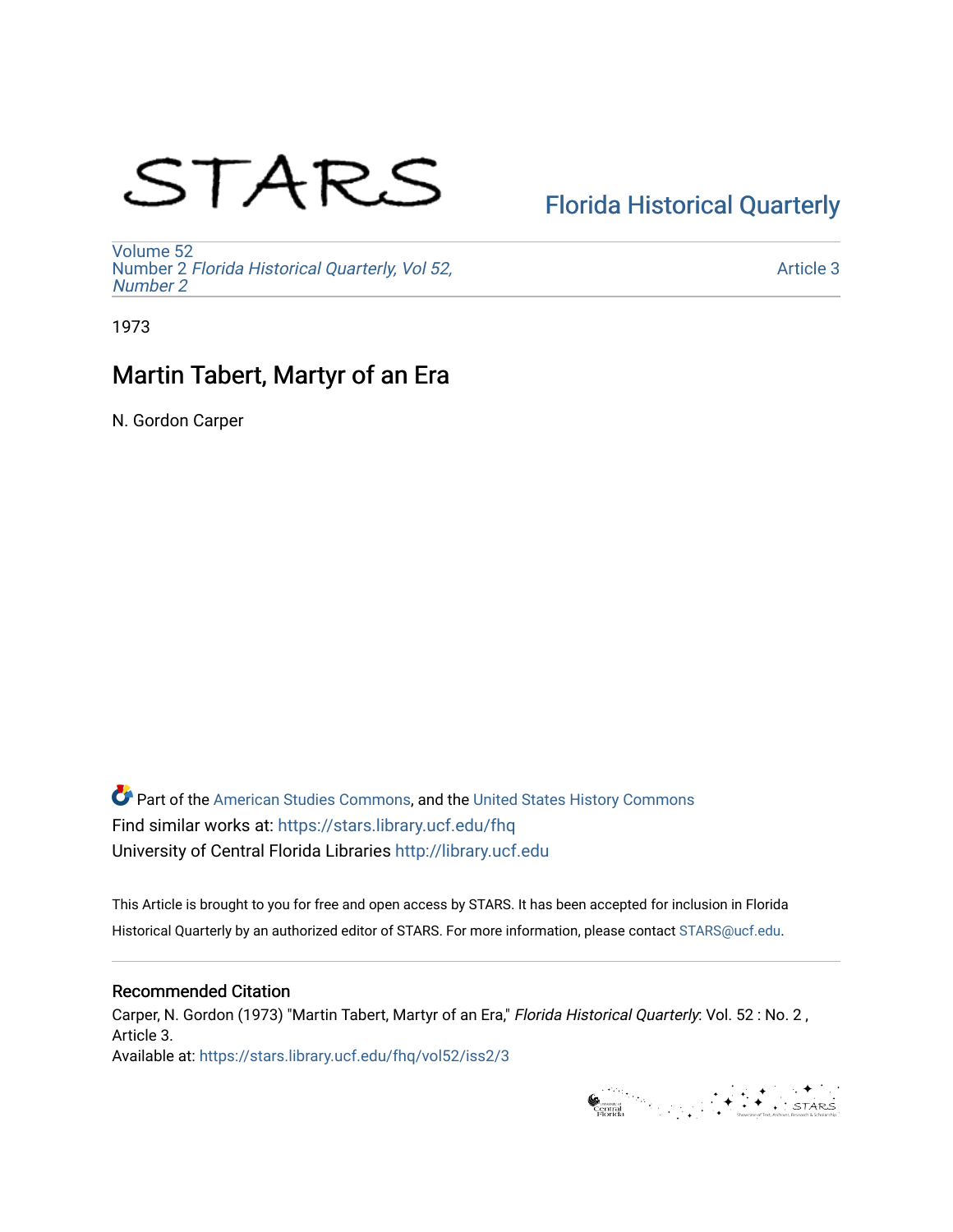STARS

Florida Historical Quarterly

Volume 52
Number 2 *Florida Historical Quarterly, Vol 52, Number 2*

Article 3

1973

# Martin Tabert, Martyr of an Era

N. Gordon Carper

Part of the American Studies Commons, and the United States History Commons
Find similar works at: https://stars.library.ucf.edu/fhq
University of Central Florida Libraries http://library.ucf.edu

This Article is brought to you for free and open access by STARS. It has been accepted for inclusion in Florida Historical Quarterly by an authorized editor of STARS. For more information, please contact STARS@ucf.edu.

## Recommended Citation

Carper, N. Gordon (1973) "Martin Tabert, Martyr of an Era," *Florida Historical Quarterly*: Vol. 52 : No. 2 , Article 3.
Available at: https://stars.library.ucf.edu/fhq/vol52/iss2/3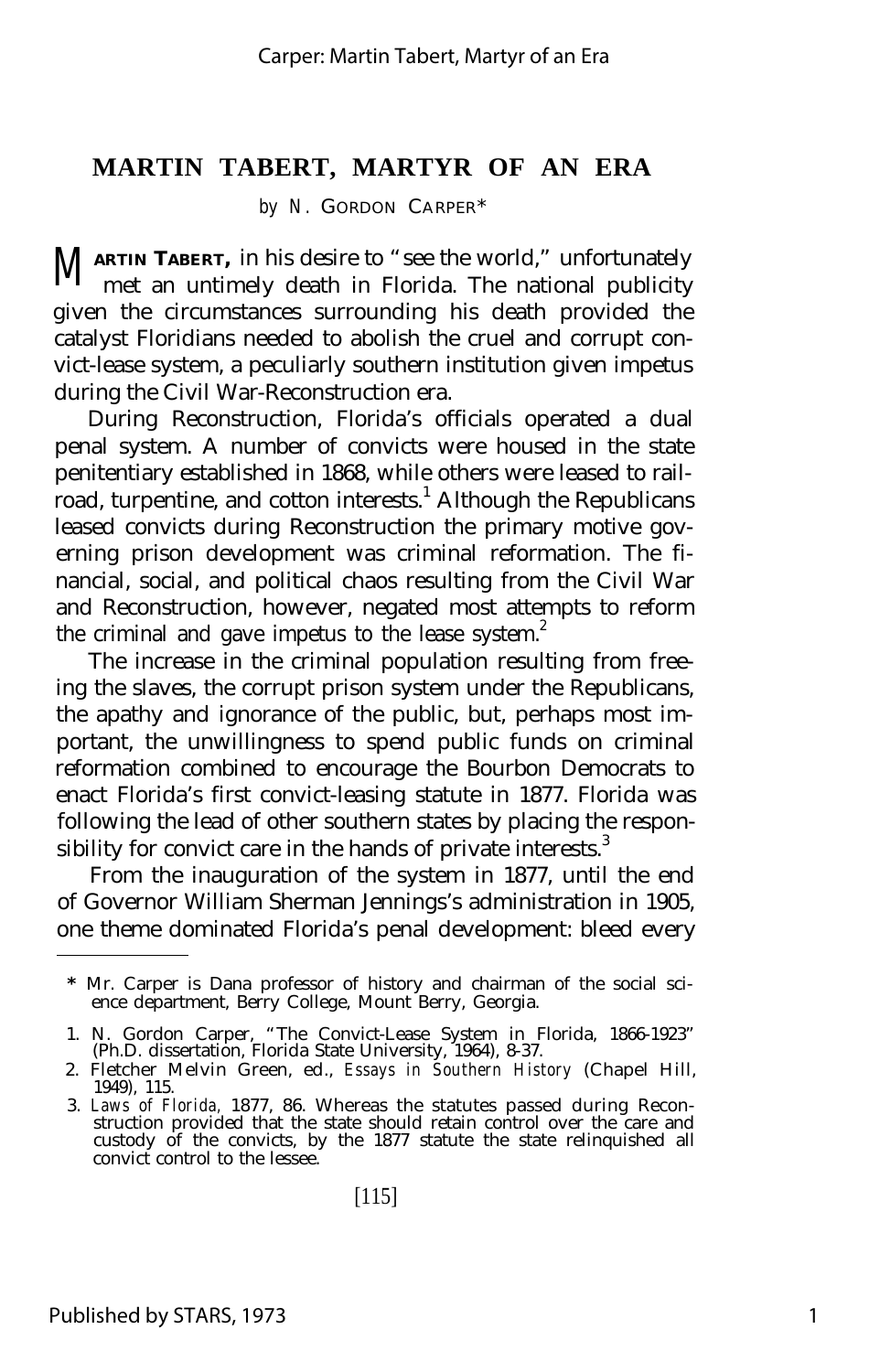# MARTIN TABERT, MARTYR OF AN ERA

*by* N. GORDON CARPER*

MARTIN TABERT, in his desire to "see the world," unfortunately met an untimely death in Florida. The national publicity given the circumstances surrounding his death provided the catalyst Floridians needed to abolish the cruel and corrupt convict-lease system, a peculiarly southern institution given impetus during the Civil War-Reconstruction era.

During Reconstruction, Florida's officials operated a dual penal system. A number of convicts were housed in the state penitentiary established in 1868, while others were leased to railroad, turpentine, and cotton interests.[1] Although the Republicans leased convicts during Reconstruction the primary motive governing prison development was criminal reformation. The financial, social, and political chaos resulting from the Civil War and Reconstruction, however, negated most attempts to reform the criminal and gave impetus to the lease system.[2]

The increase in the criminal population resulting from freeing the slaves, the corrupt prison system under the Republicans, the apathy and ignorance of the public, but, perhaps most important, the unwillingness to spend public funds on criminal reformation combined to encourage the Bourbon Democrats to enact Florida's first convict-leasing statute in 1877. Florida was following the lead of other southern states by placing the responsibility for convict care in the hands of private interests.[3]

From the inauguration of the system in 1877, until the end of Governor William Sherman Jennings's administration in 1905, one theme dominated Florida's penal development: bleed every

---

\* Mr. Carper is Dana professor of history and chairman of the social science department, Berry College, Mount Berry, Georgia.

1. N. Gordon Carper, "The Convict-Lease System in Florida, 1866-1923" (Ph.D. dissertation, Florida State University, 1964), 8-37.
2. Fletcher Melvin Green, ed., *Essays in Southern History* (Chapel Hill, 1949), 115.
3. *Laws of Florida*, 1877, 86. Whereas the statutes passed during Reconstruction provided that the state should retain control over the care and custody of the convicts, by the 1877 statute the state relinquished all convict control to the lessee.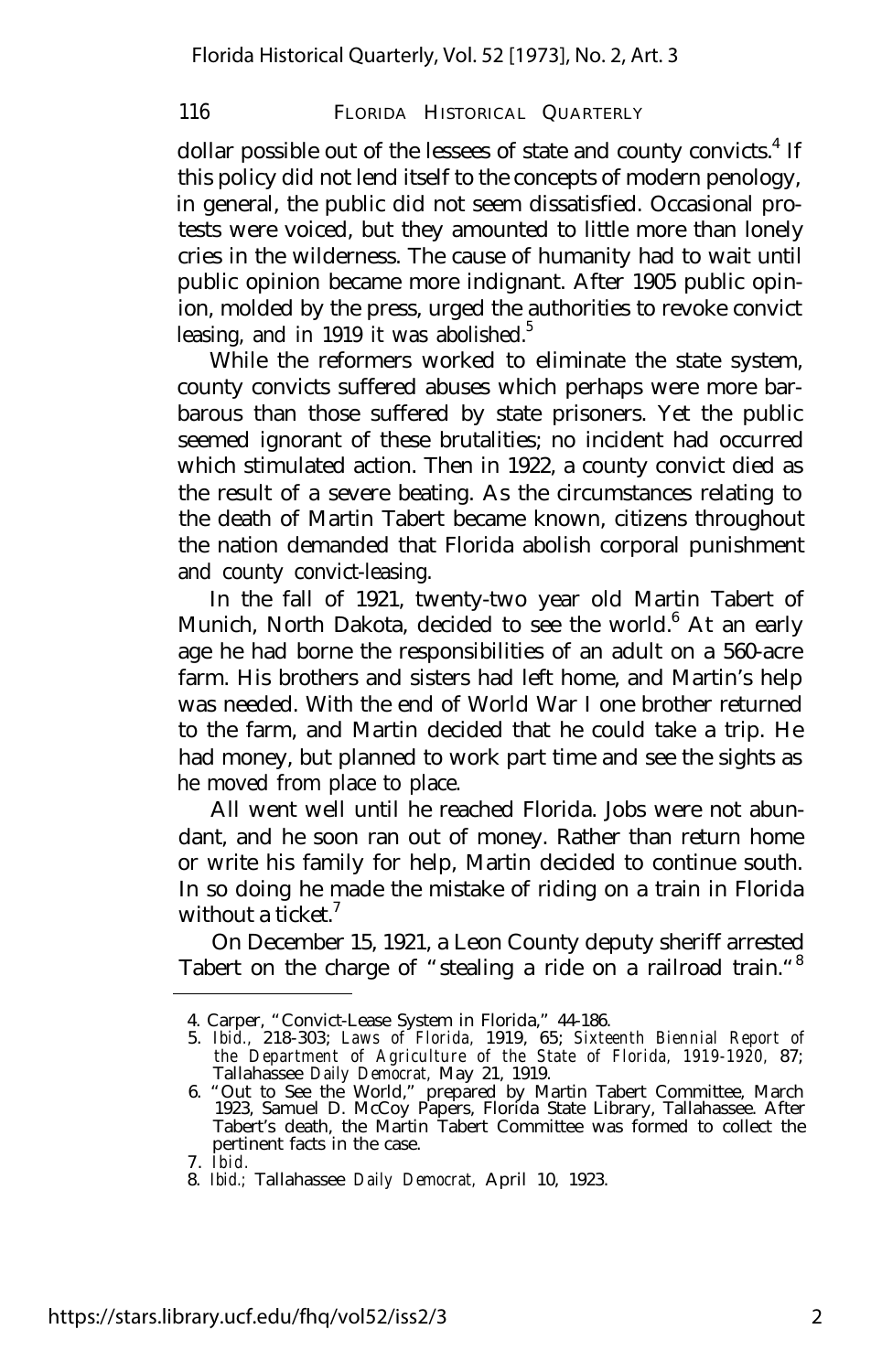dollar possible out of the lessees of state and county convicts.[4] If this policy did not lend itself to the concepts of modern penology, in general, the public did not seem dissatisfied. Occasional protests were voiced, but they amounted to little more than lonely cries in the wilderness. The cause of humanity had to wait until public opinion became more indignant. After 1905 public opinion, molded by the press, urged the authorities to revoke convict leasing, and in 1919 it was abolished.[5]

While the reformers worked to eliminate the state system, county convicts suffered abuses which perhaps were more barbarous than those suffered by state prisoners. Yet the public seemed ignorant of these brutalities; no incident had occurred which stimulated action. Then in 1922, a county convict died as the result of a severe beating. As the circumstances relating to the death of Martin Tabert became known, citizens throughout the nation demanded that Florida abolish corporal punishment and county convict-leasing.

In the fall of 1921, twenty-two year old Martin Tabert of Munich, North Dakota, decided to see the world.[6] At an early age he had borne the responsibilities of an adult on a 560-acre farm. His brothers and sisters had left home, and Martin's help was needed. With the end of World War I one brother returned to the farm, and Martin decided that he could take a trip. He had money, but planned to work part time and see the sights as he moved from place to place.

All went well until he reached Florida. Jobs were not abundant, and he soon ran out of money. Rather than return home or write his family for help, Martin decided to continue south. In so doing he made the mistake of riding on a train in Florida without a ticket.[7]

On December 15, 1921, a Leon County deputy sheriff arrested Tabert on the charge of "stealing a ride on a railroad train."[8]

---

4. Carper, "Convict-Lease System in Florida," 44-186.
5. *Ibid.*, 218-303; *Laws of Florida,* 1919, 65; *Sixteenth Biennial Report of the Department of Agriculture of the State of Florida, 1919-1920,* 87; Tallahassee *Daily Democrat,* May 21, 1919.
6. "Out to See the World," prepared by Martin Tabert Committee, March 1923, Samuel D. McCoy Papers, Florida State Library, Tallahassee. After Tabert's death, the Martin Tabert Committee was formed to collect the pertinent facts in the case.
7. *Ibid.*
8. *Ibid.;* Tallahassee *Daily Democrat,* April 10, 1923.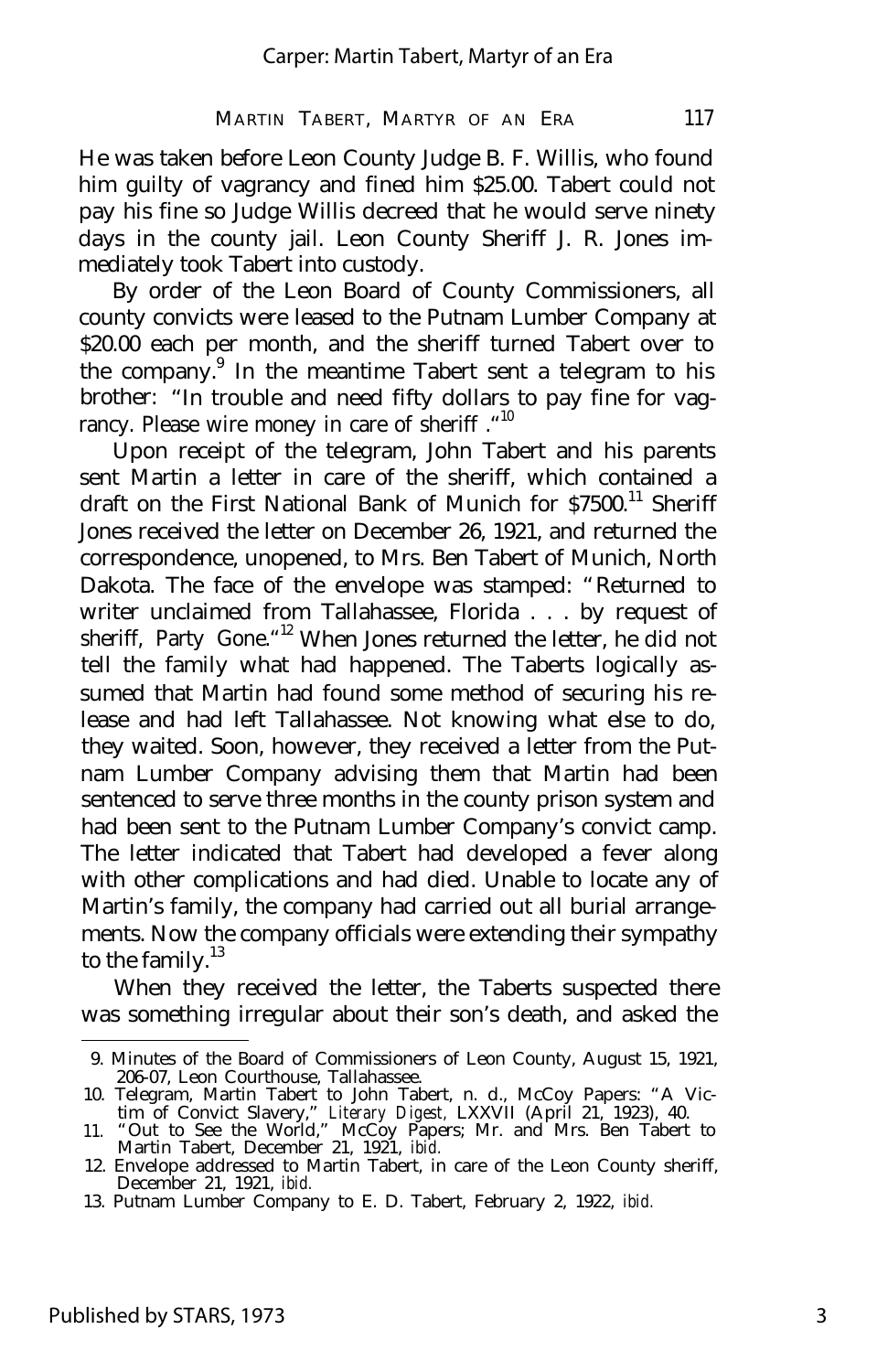He was taken before Leon County Judge B. F. Willis, who found him guilty of vagrancy and fined him $25.00. Tabert could not pay his fine so Judge Willis decreed that he would serve ninety days in the county jail. Leon County Sheriff J. R. Jones immediately took Tabert into custody.

By order of the Leon Board of County Commissioners, all county convicts were leased to the Putnam Lumber Company at $20.00 each per month, and the sheriff turned Tabert over to the company.[9] In the meantime Tabert sent a telegram to his brother: "In trouble and need fifty dollars to pay fine for vagrancy. Please wire money in care of sheriff ."[10]

Upon receipt of the telegram, John Tabert and his parents sent Martin a letter in care of the sheriff, which contained a draft on the First National Bank of Munich for $7500.[11] Sheriff Jones received the letter on December 26, 1921, and returned the correspondence, unopened, to Mrs. Ben Tabert of Munich, North Dakota. The face of the envelope was stamped: "Returned to writer unclaimed from Tallahassee, Florida . . . by request of sheriff, Party Gone."[12] When Jones returned the letter, he did not tell the family what had happened. The Taberts logically assumed that Martin had found some method of securing his release and had left Tallahassee. Not knowing what else to do, they waited. Soon, however, they received a letter from the Putnam Lumber Company advising them that Martin had been sentenced to serve three months in the county prison system and had been sent to the Putnam Lumber Company's convict camp. The letter indicated that Tabert had developed a fever along with other complications and had died. Unable to locate any of Martin's family, the company had carried out all burial arrangements. Now the company officials were extending their sympathy to the family.[13]

When they received the letter, the Taberts suspected there was something irregular about their son's death, and asked the

---

9. Minutes of the Board of Commissioners of Leon County, August 15, 1921, 206-07, Leon Courthouse, Tallahassee.
10. Telegram, Martin Tabert to John Tabert, n. d., McCoy Papers: "A Victim of Convict Slavery," *Literary Digest*, LXXVII (April 21, 1923), 40.
11. "Out to See the World," McCoy Papers; Mr. and Mrs. Ben Tabert to Martin Tabert, December 21, 1921, *ibid.*
12. Envelope addressed to Martin Tabert, in care of the Leon County sheriff, December 21, 1921, *ibid.*
13. Putnam Lumber Company to E. D. Tabert, February 2, 1922, *ibid.*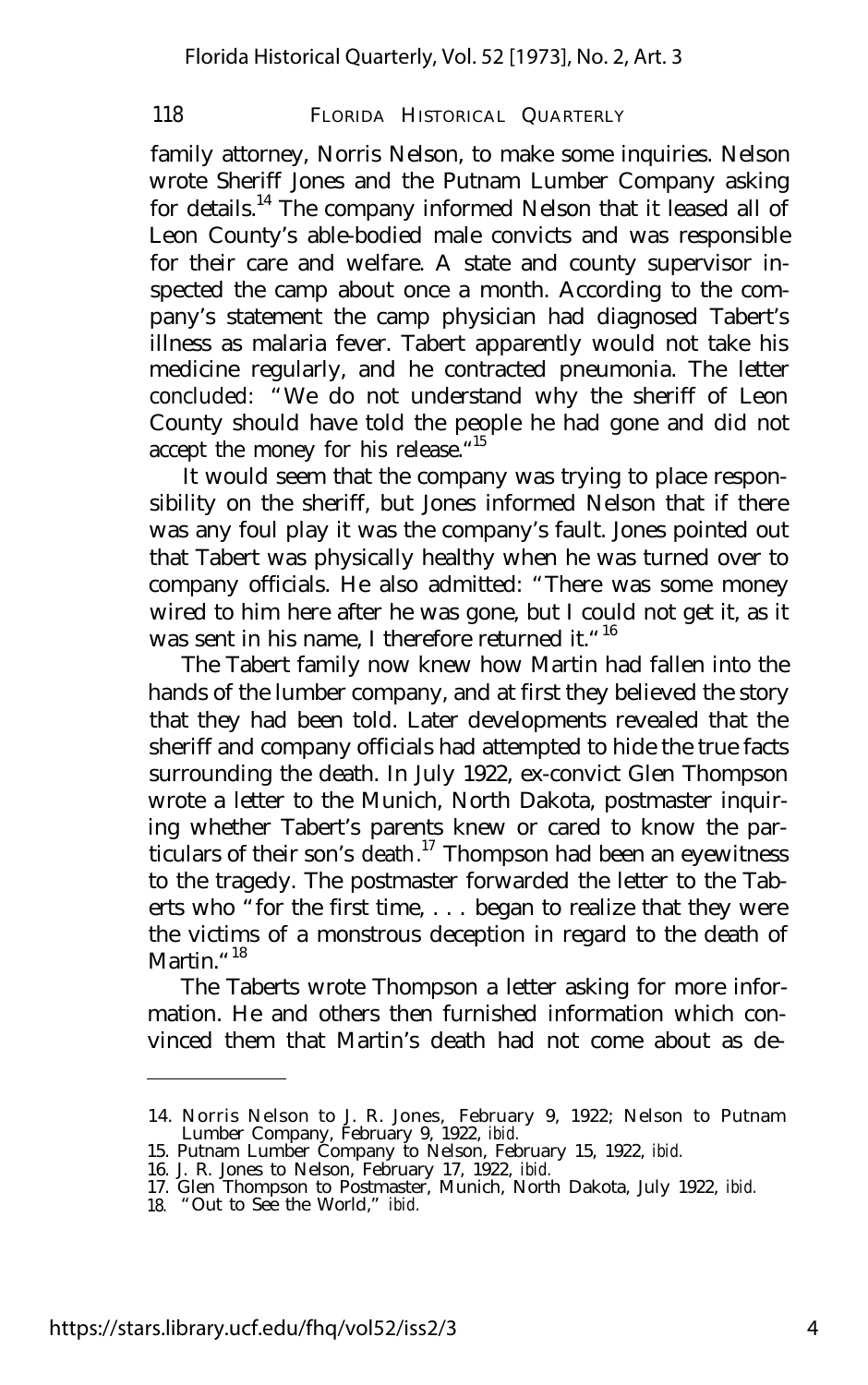family attorney, Norris Nelson, to make some inquiries. Nelson wrote Sheriff Jones and the Putnam Lumber Company asking for details.[14] The company informed Nelson that it leased all of Leon County's able-bodied male convicts and was responsible for their care and welfare. A state and county supervisor inspected the camp about once a month. According to the company's statement the camp physician had diagnosed Tabert's illness as malaria fever. Tabert apparently would not take his medicine regularly, and he contracted pneumonia. The letter concluded: "We do not understand why the sheriff of Leon County should have told the people he had gone and did not accept the money for his release."[15]

It would seem that the company was trying to place responsibility on the sheriff, but Jones informed Nelson that if there was any foul play it was the company's fault. Jones pointed out that Tabert was physically healthy when he was turned over to company officials. He also admitted: "There was some money wired to him here after he was gone, but I could not get it, as it was sent in his name, I therefore returned it."[16]

The Tabert family now knew how Martin had fallen into the hands of the lumber company, and at first they believed the story that they had been told. Later developments revealed that the sheriff and company officials had attempted to hide the true facts surrounding the death. In July 1922, ex-convict Glen Thompson wrote a letter to the Munich, North Dakota, postmaster inquiring whether Tabert's parents knew or cared to know the particulars of their son's death.[17] Thompson had been an eyewitness to the tragedy. The postmaster forwarded the letter to the Taberts who "for the first time, . . . began to realize that they were the victims of a monstrous deception in regard to the death of Martin."[18]

The Taberts wrote Thompson a letter asking for more information. He and others then furnished information which convinced them that Martin's death had not come about as de-

---

14. Norris Nelson to J. R. Jones, February 9, 1922; Nelson to Putnam Lumber Company, February 9, 1922, *ibid.*
15. Putnam Lumber Company to Nelson, February 15, 1922, *ibid.*
16. J. R. Jones to Nelson, February 17, 1922, *ibid.*
17. Glen Thompson to Postmaster, Munich, North Dakota, July 1922, *ibid.*
18. "Out to See the World," *ibid.*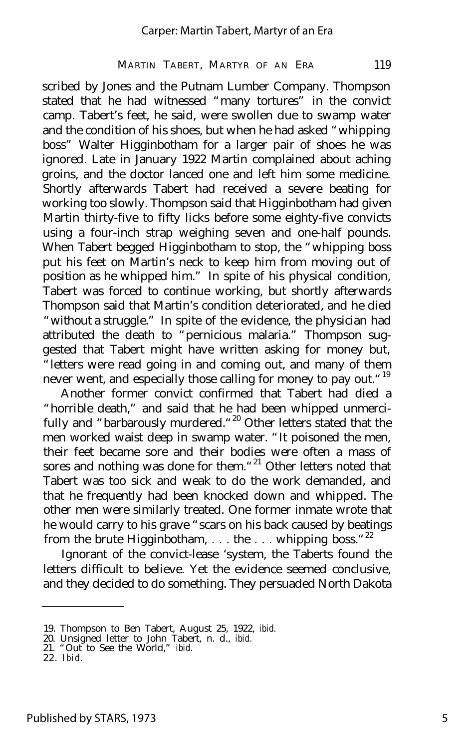scribed by Jones and the Putnam Lumber Company. Thompson stated that he had witnessed "many tortures" in the convict camp. Tabert's feet, he said, were swollen due to swamp water and the condition of his shoes, but when he had asked "whipping boss" Walter Higginbotham for a larger pair of shoes he was ignored. Late in January 1922 Martin complained about aching groins, and the doctor lanced one and left him some medicine. Shortly afterwards Tabert had received a severe beating for working too slowly. Thompson said that Higginbotham had given Martin thirty-five to fifty licks before some eighty-five convicts using a four-inch strap weighing seven and one-half pounds. When Tabert begged Higginbotham to stop, the "whipping boss put his feet on Martin's neck to keep him from moving out of position as he whipped him." In spite of his physical condition, Tabert was forced to continue working, but shortly afterwards Thompson said that Martin's condition deteriorated, and he died "without a struggle." In spite of the evidence, the physician had attributed the death to "pernicious malaria." Thompson suggested that Tabert might have written asking for money but, "letters were read going in and coming out, and many of them never went, and especially those calling for money to pay out."[19]

Another former convict confirmed that Tabert had died a "horrible death," and said that he had been whipped unmercifully and "barbarously murdered."[20] Other letters stated that the men worked waist deep in swamp water. "It poisoned the men, their feet became sore and their bodies were often a mass of sores and nothing was done for them."[21] Other letters noted that Tabert was too sick and weak to do the work demanded, and that he frequently had been knocked down and whipped. The other men were similarly treated. One former inmate wrote that he would carry to his grave "scars on his back caused by beatings from the brute Higginbotham, . . . the . . . whipping boss."[22]

Ignorant of the convict-lease 'system, the Taberts found the letters difficult to believe. Yet the evidence seemed conclusive, and they decided to do something. They persuaded North Dakota

---

19. Thompson to Ben Tabert, August 25, 1922, *ibid.*
20. Unsigned letter to John Tabert, n. d., *ibid.*
21. "Out to See the World," *ibid.*
22. *Ibid.*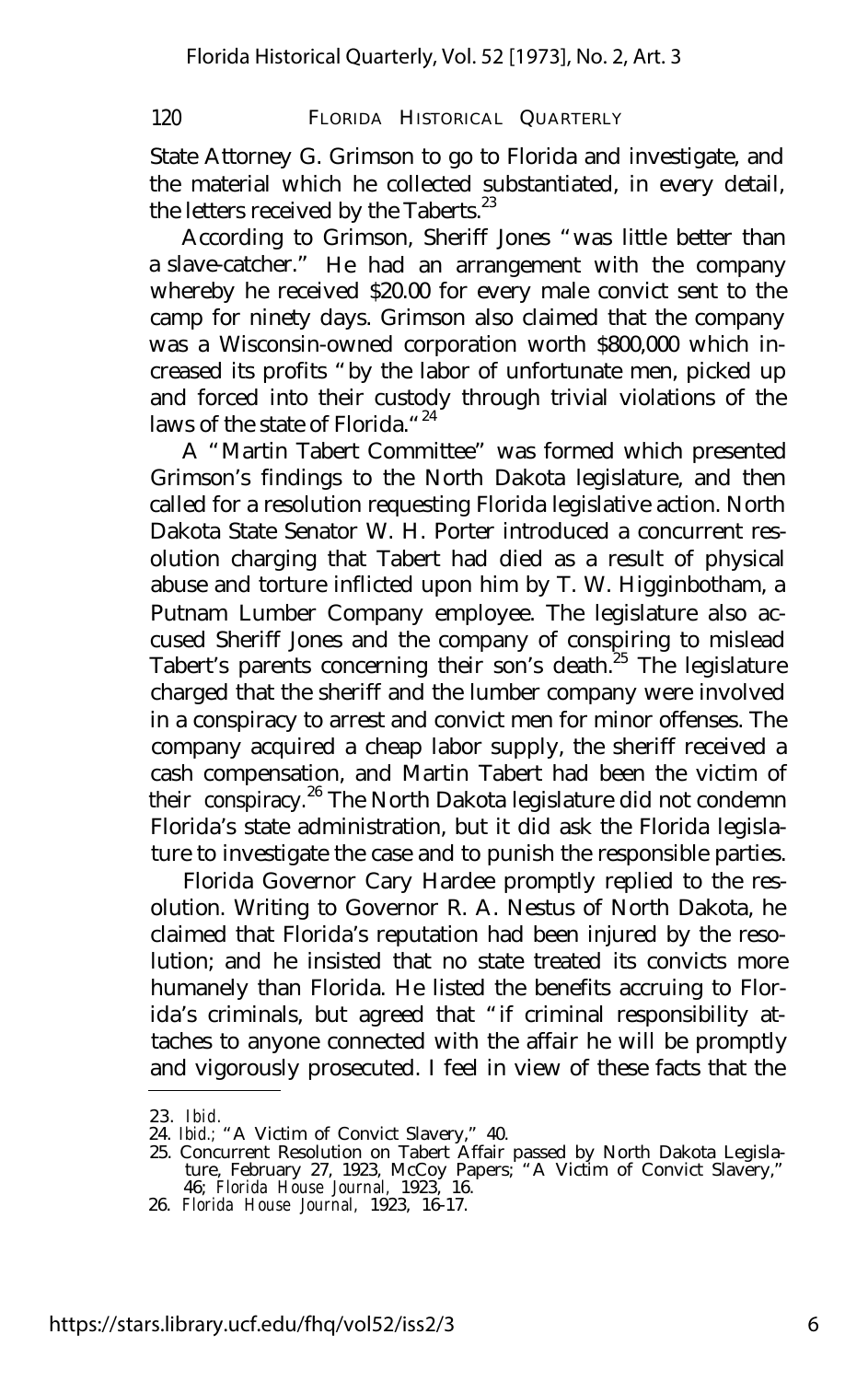State Attorney G. Grimson to go to Florida and investigate, and the material which he collected substantiated, in every detail, the letters received by the Taberts.[23]

According to Grimson, Sheriff Jones "was little better than a slave-catcher." He had an arrangement with the company whereby he received $20.00 for every male convict sent to the camp for ninety days. Grimson also claimed that the company was a Wisconsin-owned corporation worth $800,000 which increased its profits "by the labor of unfortunate men, picked up and forced into their custody through trivial violations of the laws of the state of Florida."[24]

A "Martin Tabert Committee" was formed which presented Grimson's findings to the North Dakota legislature, and then called for a resolution requesting Florida legislative action. North Dakota State Senator W. H. Porter introduced a concurrent resolution charging that Tabert had died as a result of physical abuse and torture inflicted upon him by T. W. Higginbotham, a Putnam Lumber Company employee. The legislature also accused Sheriff Jones and the company of conspiring to mislead Tabert's parents concerning their son's death.[25] The legislature charged that the sheriff and the lumber company were involved in a conspiracy to arrest and convict men for minor offenses. The company acquired a cheap labor supply, the sheriff received a cash compensation, and Martin Tabert had been the victim of their conspiracy.[26] The North Dakota legislature did not condemn Florida's state administration, but it did ask the Florida legislature to investigate the case and to punish the responsible parties.

Florida Governor Cary Hardee promptly replied to the resolution. Writing to Governor R. A. Nestus of North Dakota, he claimed that Florida's reputation had been injured by the resolution; and he insisted that no state treated its convicts more humanely than Florida. He listed the benefits accruing to Florida's criminals, but agreed that "if criminal responsibility attaches to anyone connected with the affair he will be promptly and vigorously prosecuted. I feel in view of these facts that the

---

23. *Ibid.*
24. *Ibid.*; "A Victim of Convict Slavery," 40.
25. Concurrent Resolution on Tabert Affair passed by North Dakota Legislature, February 27, 1923, McCoy Papers; "A Victim of Convict Slavery," 46; *Florida House Journal*, 1923, 16.
26. *Florida House Journal*, 1923, 16-17.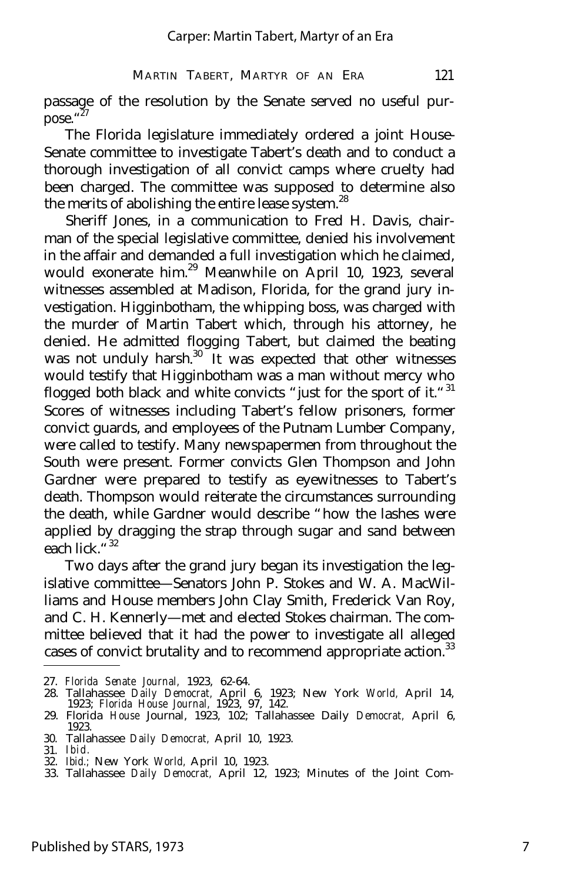passage of the resolution by the Senate served no useful purpose."[27]

The Florida legislature immediately ordered a joint House-Senate committee to investigate Tabert's death and to conduct a thorough investigation of all convict camps where cruelty had been charged. The committee was supposed to determine also the merits of abolishing the entire lease system.[28]

Sheriff Jones, in a communication to Fred H. Davis, chairman of the special legislative committee, denied his involvement in the affair and demanded a full investigation which he claimed, would exonerate him.[29] Meanwhile on April 10, 1923, several witnesses assembled at Madison, Florida, for the grand jury investigation. Higginbotham, the whipping boss, was charged with the murder of Martin Tabert which, through his attorney, he denied. He admitted flogging Tabert, but claimed the beating was not unduly harsh.[30] It was expected that other witnesses would testify that Higginbotham was a man without mercy who flogged both black and white convicts "just for the sport of it."[31] Scores of witnesses including Tabert's fellow prisoners, former convict guards, and employees of the Putnam Lumber Company, were called to testify. Many newspapermen from throughout the South were present. Former convicts Glen Thompson and John Gardner were prepared to testify as eyewitnesses to Tabert's death. Thompson would reiterate the circumstances surrounding the death, while Gardner would describe "how the lashes were applied by dragging the strap through sugar and sand between each lick."[32]

Two days after the grand jury began its investigation the legislative committee—Senators John P. Stokes and W. A. MacWilliams and House members John Clay Smith, Frederick Van Roy, and C. H. Kennerly—met and elected Stokes chairman. The committee believed that it had the power to investigate all alleged cases of convict brutality and to recommend appropriate action.[33]

---

27. *Florida Senate Journal,* 1923, 62-64.
28. Tallahassee *Daily Democrat,* April 6, 1923; New York *World,* April 14, 1923; *Florida House Journal,* 1923, 97, 142.
29. Florida *House* Journal, 1923, 102; Tallahassee Daily *Democrat,* April 6, 1923.
30. Tallahassee *Daily Democrat,* April 10, 1923.
31. *Ibid.*
32. *Ibid.*; New York *World,* April 10, 1923.
33. Tallahassee *Daily Democrat,* April 12, 1923; Minutes of the Joint Com-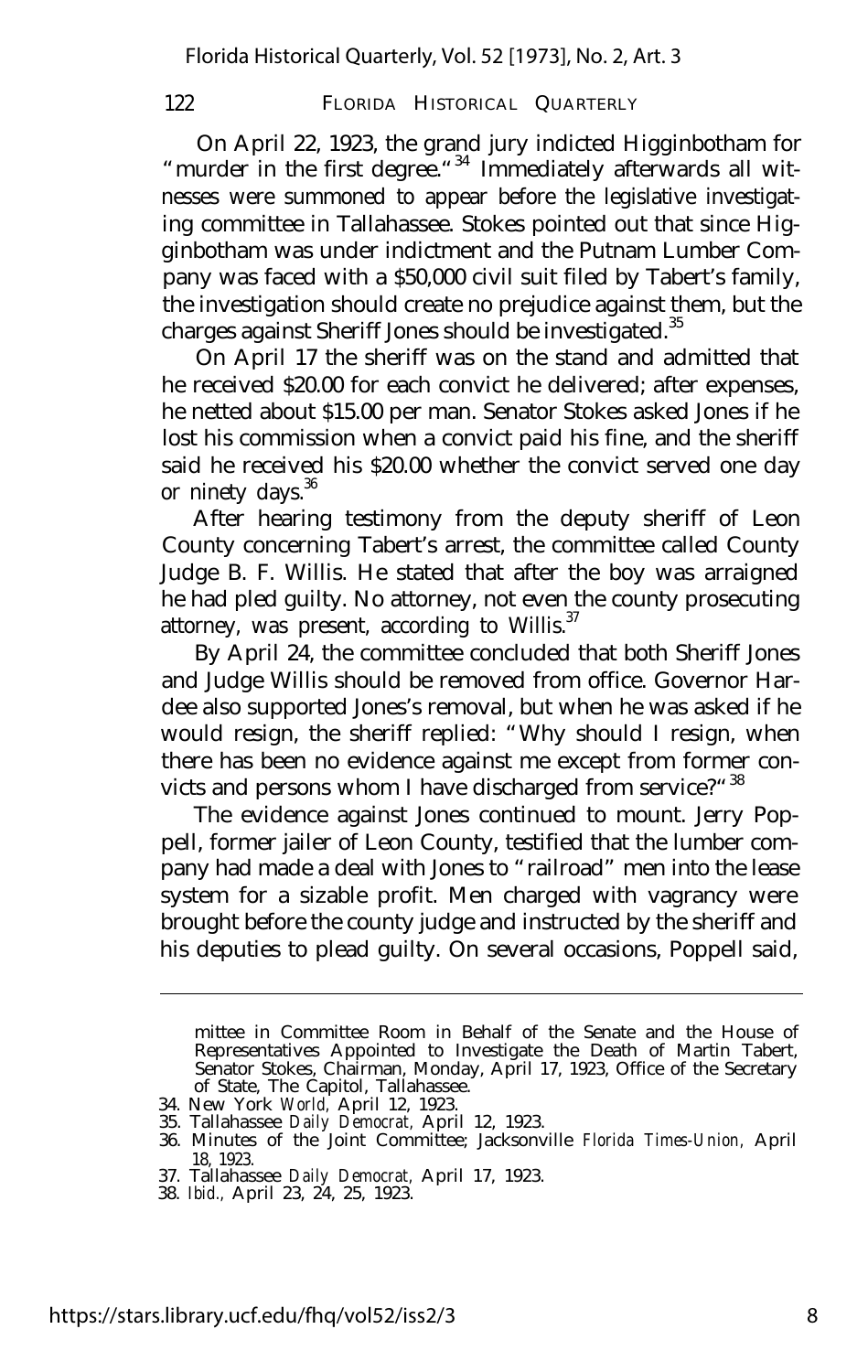On April 22, 1923, the grand jury indicted Higginbotham for "murder in the first degree."[34] Immediately afterwards all witnesses were summoned to appear before the legislative investigating committee in Tallahassee. Stokes pointed out that since Higginbotham was under indictment and the Putnam Lumber Company was faced with a $50,000 civil suit filed by Tabert's family, the investigation should create no prejudice against them, but the charges against Sheriff Jones should be investigated.[35]

On April 17 the sheriff was on the stand and admitted that he received $20.00 for each convict he delivered; after expenses, he netted about $15.00 per man. Senator Stokes asked Jones if he lost his commission when a convict paid his fine, and the sheriff said he received his $20.00 whether the convict served one day or ninety days.[36]

After hearing testimony from the deputy sheriff of Leon County concerning Tabert's arrest, the committee called County Judge B. F. Willis. He stated that after the boy was arraigned he had pled guilty. No attorney, not even the county prosecuting attorney, was present, according to Willis.[37]

By April 24, the committee concluded that both Sheriff Jones and Judge Willis should be removed from office. Governor Hardee also supported Jones's removal, but when he was asked if he would resign, the sheriff replied: "Why should I resign, when there has been no evidence against me except from former convicts and persons whom I have discharged from service?"[38]

The evidence against Jones continued to mount. Jerry Poppell, former jailer of Leon County, testified that the lumber company had made a deal with Jones to "railroad" men into the lease system for a sizable profit. Men charged with vagrancy were brought before the county judge and instructed by the sheriff and his deputies to plead guilty. On several occasions, Poppell said,

---

mittee in Committee Room in Behalf of the Senate and the House of Representatives Appointed to Investigate the Death of Martin Tabert, Senator Stokes, Chairman, Monday, April 17, 1923, Office of the Secretary of State, The Capitol, Tallahassee.

34. New York *World*, April 12, 1923.
35. Tallahassee *Daily Democrat*, April 12, 1923.
36. Minutes of the Joint Committee; Jacksonville *Florida Times-Union*, April 18, 1923.
37. Tallahassee *Daily Democrat*, April 17, 1923.
38. *Ibid.*, April 23, 24, 25, 1923.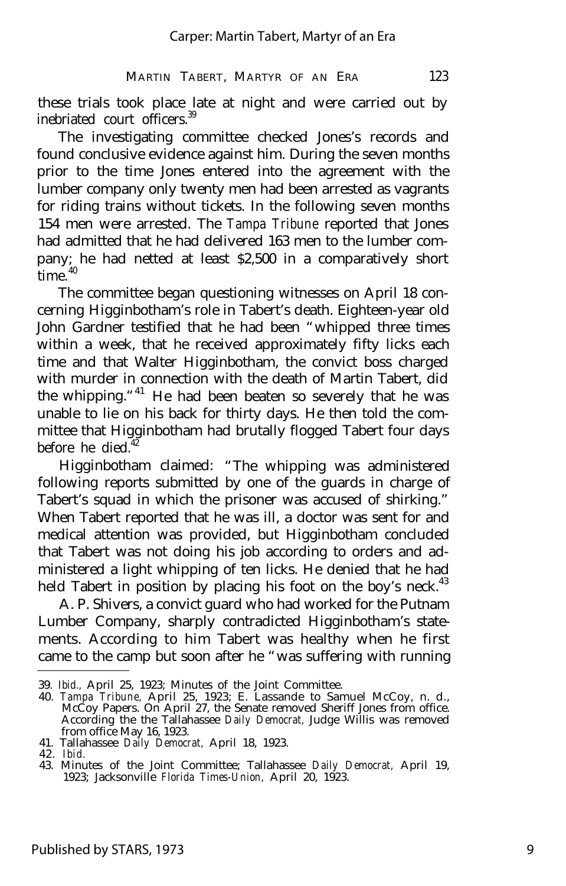these trials took place late at night and were carried out by inebriated court officers.[39]

The investigating committee checked Jones's records and found conclusive evidence against him. During the seven months prior to the time Jones entered into the agreement with the lumber company only twenty men had been arrested as vagrants for riding trains without tickets. In the following seven months 154 men were arrested. The *Tampa Tribune* reported that Jones had admitted that he had delivered 163 men to the lumber company; he had netted at least $2,500 in a comparatively short time.[40]

The committee began questioning witnesses on April 18 concerning Higginbotham's role in Tabert's death. Eighteen-year old John Gardner testified that he had been "whipped three times within a week, that he received approximately fifty licks each time and that Walter Higginbotham, the convict boss charged with murder in connection with the death of Martin Tabert, did the whipping."[41] He had been beaten so severely that he was unable to lie on his back for thirty days. He then told the committee that Higginbotham had brutally flogged Tabert four days before he died.[42]

Higginbotham claimed: "The whipping was administered following reports submitted by one of the guards in charge of Tabert's squad in which the prisoner was accused of shirking." When Tabert reported that he was ill, a doctor was sent for and medical attention was provided, but Higginbotham concluded that Tabert was not doing his job according to orders and administered a light whipping of ten licks. He denied that he had held Tabert in position by placing his foot on the boy's neck.[43]

A. P. Shivers, a convict guard who had worked for the Putnam Lumber Company, sharply contradicted Higginbotham's statements. According to him Tabert was healthy when he first came to the camp but soon after he "was suffering with running

---

39. *Ibid.*, April 25, 1923; Minutes of the Joint Committee.
40. *Tampa Tribune*, April 25, 1923; E. Lassande to Samuel McCoy, n. d., McCoy Papers. On April 27, the Senate removed Sheriff Jones from office. According the the Tallahassee *Daily Democrat*, Judge Willis was removed from office May 16, 1923.
41. Tallahassee *Daily Democrat*, April 18, 1923.
42. *Ibid.*
43. Minutes of the Joint Committee; Tallahassee *Daily Democrat*, April 19, 1923; Jacksonville *Florida Times-Union*, April 20, 1923.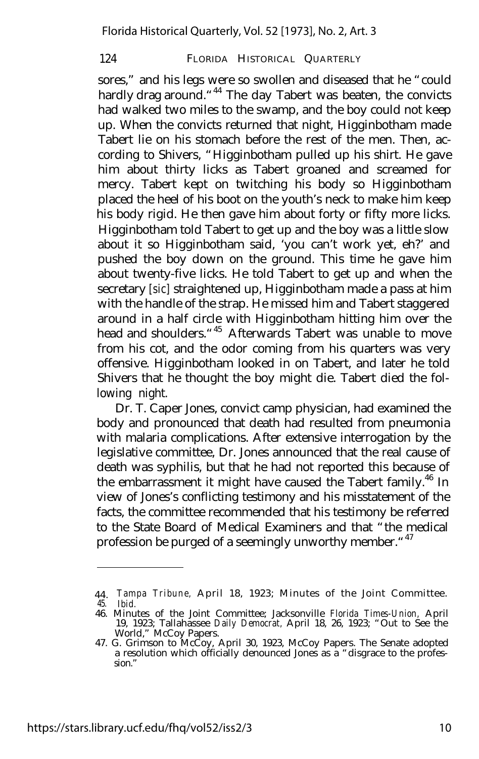sores," and his legs were so swollen and diseased that he "could hardly drag around."[44] The day Tabert was beaten, the convicts had walked two miles to the swamp, and the boy could not keep up. When the convicts returned that night, Higginbotham made Tabert lie on his stomach before the rest of the men. Then, according to Shivers, "Higginbotham pulled up his shirt. He gave him about thirty licks as Tabert groaned and screamed for mercy. Tabert kept on twitching his body so Higginbotham placed the heel of his boot on the youth's neck to make him keep his body rigid. He then gave him about forty or fifty more licks. Higginbotham told Tabert to get up and the boy was a little slow about it so Higginbotham said, 'you can't work yet, eh?' and pushed the boy down on the ground. This time he gave him about twenty-five licks. He told Tabert to get up and when the secretary [*sic*] straightened up, Higginbotham made a pass at him with the handle of the strap. He missed him and Tabert staggered around in a half circle with Higginbotham hitting him over the head and shoulders."[45] Afterwards Tabert was unable to move from his cot, and the odor coming from his quarters was very offensive. Higginbotham looked in on Tabert, and later he told Shivers that he thought the boy might die. Tabert died the following night.

Dr. T. Caper Jones, convict camp physician, had examined the body and pronounced that death had resulted from pneumonia with malaria complications. After extensive interrogation by the legislative committee, Dr. Jones announced that the real cause of death was syphilis, but that he had not reported this because of the embarrassment it might have caused the Tabert family.[46] In view of Jones's conflicting testimony and his misstatement of the facts, the committee recommended that his testimony be referred to the State Board of Medical Examiners and that "the medical profession be purged of a seemingly unworthy member."[47]

---

44. *Tampa Tribune,* April 18, 1923; Minutes of the Joint Committee.
45. *Ibid.*
46. Minutes of the Joint Committee; Jacksonville *Florida Times-Union*, April 19, 1923; Tallahassee *Daily Democrat,* April 18, 26, 1923; "Out to See the World," McCoy Papers.
47. G. Grimson to McCoy, April 30, 1923, McCoy Papers. The Senate adopted a resolution which officially denounced Jones as a "disgrace to the profession."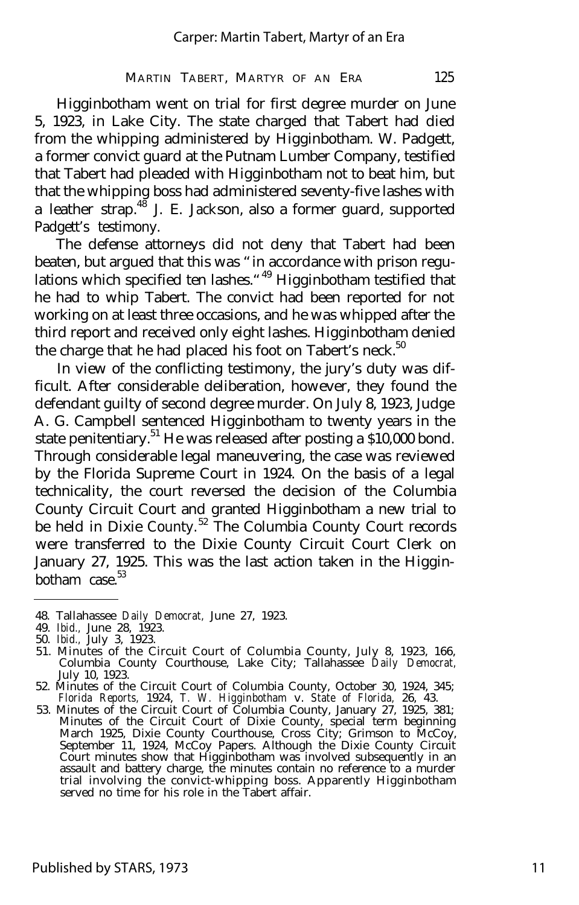Higginbotham went on trial for first degree murder on June 5, 1923, in Lake City. The state charged that Tabert had died from the whipping administered by Higginbotham. W. Padgett, a former convict guard at the Putnam Lumber Company, testified that Tabert had pleaded with Higginbotham not to beat him, but that the whipping boss had administered seventy-five lashes with a leather strap.[48] J. E. Jackson, also a former guard, supported Padgett's testimony.

The defense attorneys did not deny that Tabert had been beaten, but argued that this was "in accordance with prison regulations which specified ten lashes."[49] Higginbotham testified that he had to whip Tabert. The convict had been reported for not working on at least three occasions, and he was whipped after the third report and received only eight lashes. Higginbotham denied the charge that he had placed his foot on Tabert's neck.[50]

In view of the conflicting testimony, the jury's duty was difficult. After considerable deliberation, however, they found the defendant guilty of second degree murder. On July 8, 1923, Judge A. G. Campbell sentenced Higginbotham to twenty years in the state penitentiary.[51] He was released after posting a $10,000 bond. Through considerable legal maneuvering, the case was reviewed by the Florida Supreme Court in 1924. On the basis of a legal technicality, the court reversed the decision of the Columbia County Circuit Court and granted Higginbotham a new trial to be held in Dixie County.[52] The Columbia County Court records were transferred to the Dixie County Circuit Court Clerk on January 27, 1925. This was the last action taken in the Higginbotham case.[53]

---

48. Tallahassee *Daily Democrat*, June 27, 1923.
49. *Ibid.*, June 28, 1923.
50. *Ibid.*, July 3, 1923.
51. Minutes of the Circuit Court of Columbia County, July 8, 1923, 166, Columbia County Courthouse, Lake City; Tallahassee *Daily Democrat*, July 10, 1923.
52. Minutes of the Circuit Court of Columbia County, October 30, 1924, 345; *Florida Reports*, 1924, *T. W. Higginbotham* v. *State of Florida*, 26, 43.
53. Minutes of the Circuit Court of Columbia County, January 27, 1925, 381; Minutes of the Circuit Court of Dixie County, special term beginning March 1925, Dixie County Courthouse, Cross City; Grimson to McCoy, September 11, 1924, McCoy Papers. Although the Dixie County Circuit Court minutes show that Higginbotham was involved subsequently in an assault and battery charge, the minutes contain no reference to a murder trial involving the convict-whipping boss. Apparently Higginbotham served no time for his role in the Tabert affair.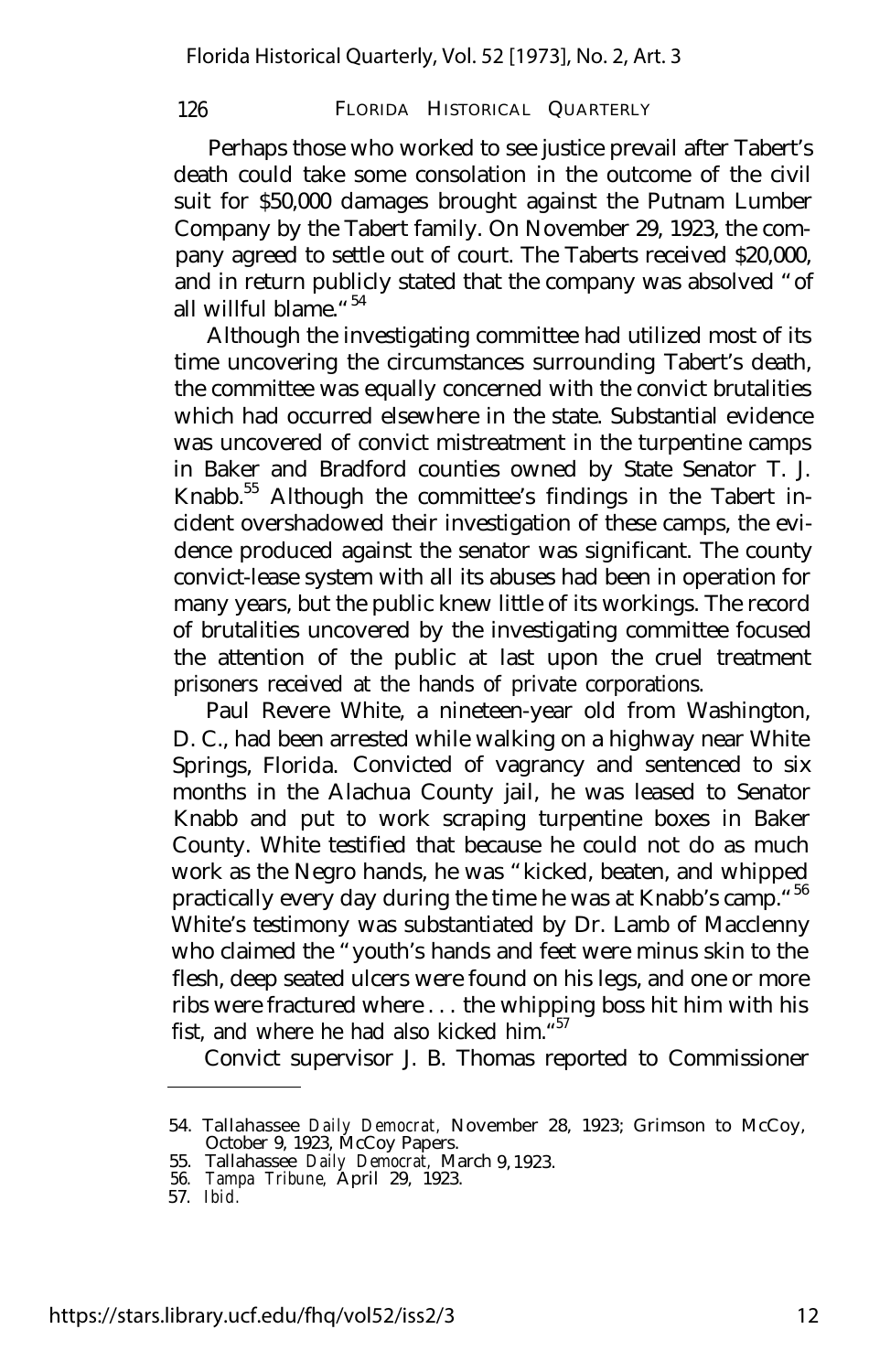Perhaps those who worked to see justice prevail after Tabert's death could take some consolation in the outcome of the civil suit for $50,000 damages brought against the Putnam Lumber Company by the Tabert family. On November 29, 1923, the company agreed to settle out of court. The Taberts received $20,000, and in return publicly stated that the company was absolved "of all willful blame."[54]

Although the investigating committee had utilized most of its time uncovering the circumstances surrounding Tabert's death, the committee was equally concerned with the convict brutalities which had occurred elsewhere in the state. Substantial evidence was uncovered of convict mistreatment in the turpentine camps in Baker and Bradford counties owned by State Senator T. J. Knabb.[55] Although the committee's findings in the Tabert incident overshadowed their investigation of these camps, the evidence produced against the senator was significant. The county convict-lease system with all its abuses had been in operation for many years, but the public knew little of its workings. The record of brutalities uncovered by the investigating committee focused the attention of the public at last upon the cruel treatment prisoners received at the hands of private corporations.

Paul Revere White, a nineteen-year old from Washington, D. C., had been arrested while walking on a highway near White Springs, Florida. Convicted of vagrancy and sentenced to six months in the Alachua County jail, he was leased to Senator Knabb and put to work scraping turpentine boxes in Baker County. White testified that because he could not do as much work as the Negro hands, he was "kicked, beaten, and whipped practically every day during the time he was at Knabb's camp."[56] White's testimony was substantiated by Dr. Lamb of Macclenny who claimed the "youth's hands and feet were minus skin to the flesh, deep seated ulcers were found on his legs, and one or more ribs were fractured where . . . the whipping boss hit him with his fist, and where he had also kicked him."[57]

Convict supervisor J. B. Thomas reported to Commissioner

---

54. Tallahassee *Daily Democrat*, November 28, 1923; Grimson to McCoy, October 9, 1923, McCoy Papers.
55. Tallahassee *Daily Democrat*, March 9, 1923.
56. *Tampa Tribune*, April 29, 1923.
57. *Ibid.*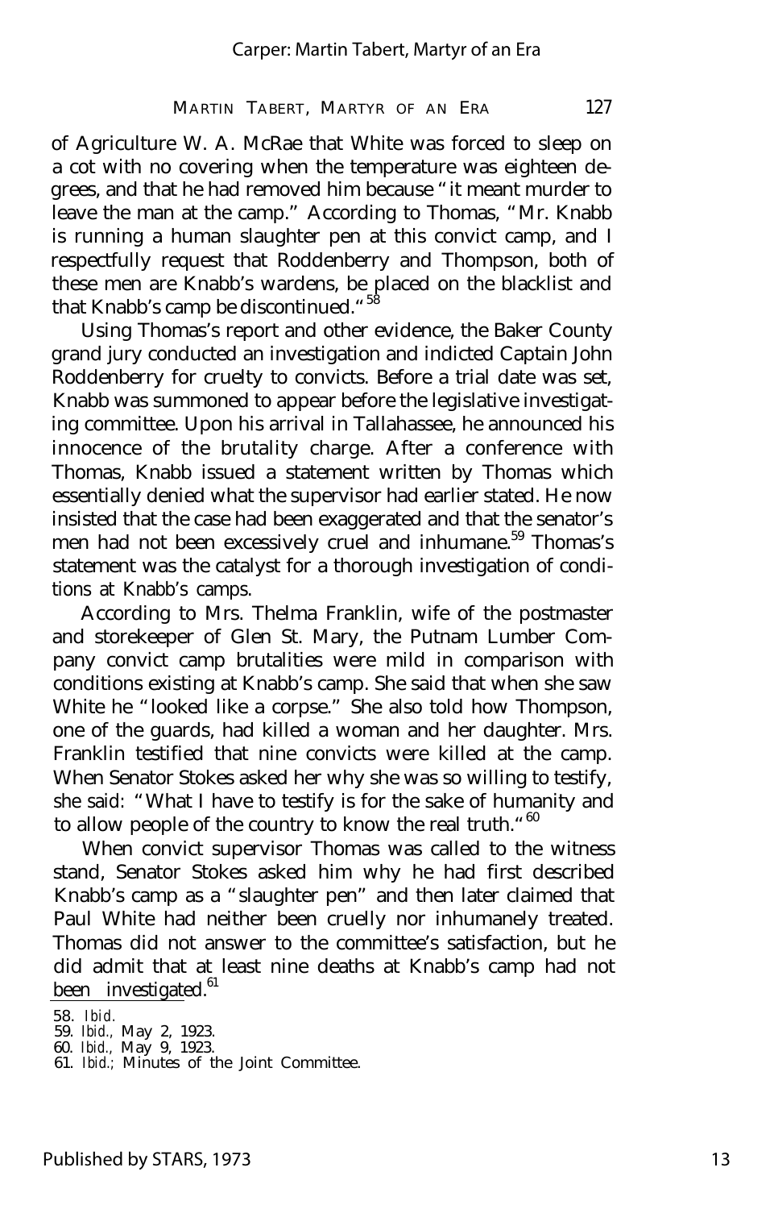of Agriculture W. A. McRae that White was forced to sleep on a cot with no covering when the temperature was eighteen degrees, and that he had removed him because "it meant murder to leave the man at the camp." According to Thomas, "Mr. Knabb is running a human slaughter pen at this convict camp, and I respectfully request that Roddenberry and Thompson, both of these men are Knabb's wardens, be placed on the blacklist and that Knabb's camp be discontinued."[58]

Using Thomas's report and other evidence, the Baker County grand jury conducted an investigation and indicted Captain John Roddenberry for cruelty to convicts. Before a trial date was set, Knabb was summoned to appear before the legislative investigating committee. Upon his arrival in Tallahassee, he announced his innocence of the brutality charge. After a conference with Thomas, Knabb issued a statement written by Thomas which essentially denied what the supervisor had earlier stated. He now insisted that the case had been exaggerated and that the senator's men had not been excessively cruel and inhumane.[59] Thomas's statement was the catalyst for a thorough investigation of conditions at Knabb's camps.

According to Mrs. Thelma Franklin, wife of the postmaster and storekeeper of Glen St. Mary, the Putnam Lumber Company convict camp brutalities were mild in comparison with conditions existing at Knabb's camp. She said that when she saw White he "looked like a corpse." She also told how Thompson, one of the guards, had killed a woman and her daughter. Mrs. Franklin testified that nine convicts were killed at the camp. When Senator Stokes asked her why she was so willing to testify, she said: "What I have to testify is for the sake of humanity and to allow people of the country to know the real truth."[60]

When convict supervisor Thomas was called to the witness stand, Senator Stokes asked him why he had first described Knabb's camp as a "slaughter pen" and then later claimed that Paul White had neither been cruelly nor inhumanely treated. Thomas did not answer to the committee's satisfaction, but he did admit that at least nine deaths at Knabb's camp had not been investigated.[61]

58. *Ibid.*
59. *Ibid.,* May 2, 1923.
60. *Ibid.,* May 9, 1923.
61. *Ibid.;* Minutes of the Joint Committee.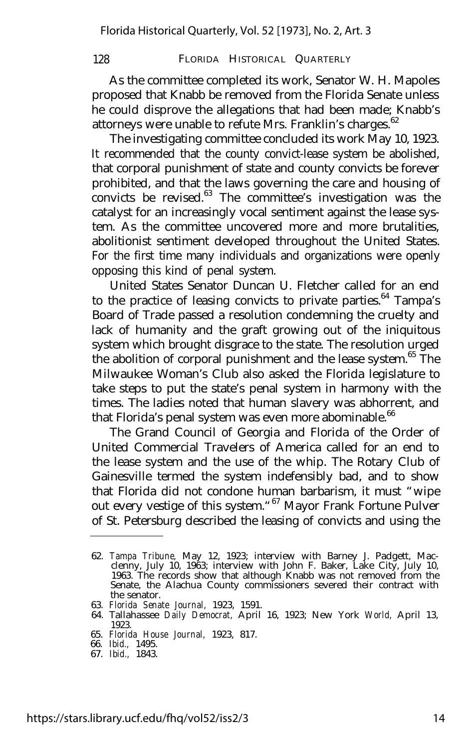As the committee completed its work, Senator W. H. Mapoles proposed that Knabb be removed from the Florida Senate unless he could disprove the allegations that had been made; Knabb's attorneys were unable to refute Mrs. Franklin's charges.[62]

The investigating committee concluded its work May 10, 1923. It recommended that the county convict-lease system be abolished, that corporal punishment of state and county convicts be forever prohibited, and that the laws governing the care and housing of convicts be revised.[63] The committee's investigation was the catalyst for an increasingly vocal sentiment against the lease system. As the committee uncovered more and more brutalities, abolitionist sentiment developed throughout the United States. For the first time many individuals and organizations were openly opposing this kind of penal system.

United States Senator Duncan U. Fletcher called for an end to the practice of leasing convicts to private parties.[64] Tampa's Board of Trade passed a resolution condemning the cruelty and lack of humanity and the graft growing out of the iniquitous system which brought disgrace to the state. The resolution urged the abolition of corporal punishment and the lease system.[65] The Milwaukee Woman's Club also asked the Florida legislature to take steps to put the state's penal system in harmony with the times. The ladies noted that human slavery was abhorrent, and that Florida's penal system was even more abominable.[66]

The Grand Council of Georgia and Florida of the Order of United Commercial Travelers of America called for an end to the lease system and the use of the whip. The Rotary Club of Gainesville termed the system indefensibly bad, and to show that Florida did not condone human barbarism, it must "wipe out every vestige of this system."[67] Mayor Frank Fortune Pulver of St. Petersburg described the leasing of convicts and using the

---

62. *Tampa Tribune,* May 12, 1923; interview with Barney J. Padgett, Macclenny, July 10, 1963; interview with John F. Baker, Lake City, July 10, 1963. The records show that although Knabb was not removed from the Senate, the Alachua County commissioners severed their contract with the senator.
63. *Florida Senate Journal,* 1923, 1591.
64. Tallahassee *Daily Democrat,* April 16, 1923; New York *World,* April 13, 1923.
65. *Florida House Journal,* 1923, 817.
66. *Ibid.,* 1495.
67. *Ibid.,* 1843.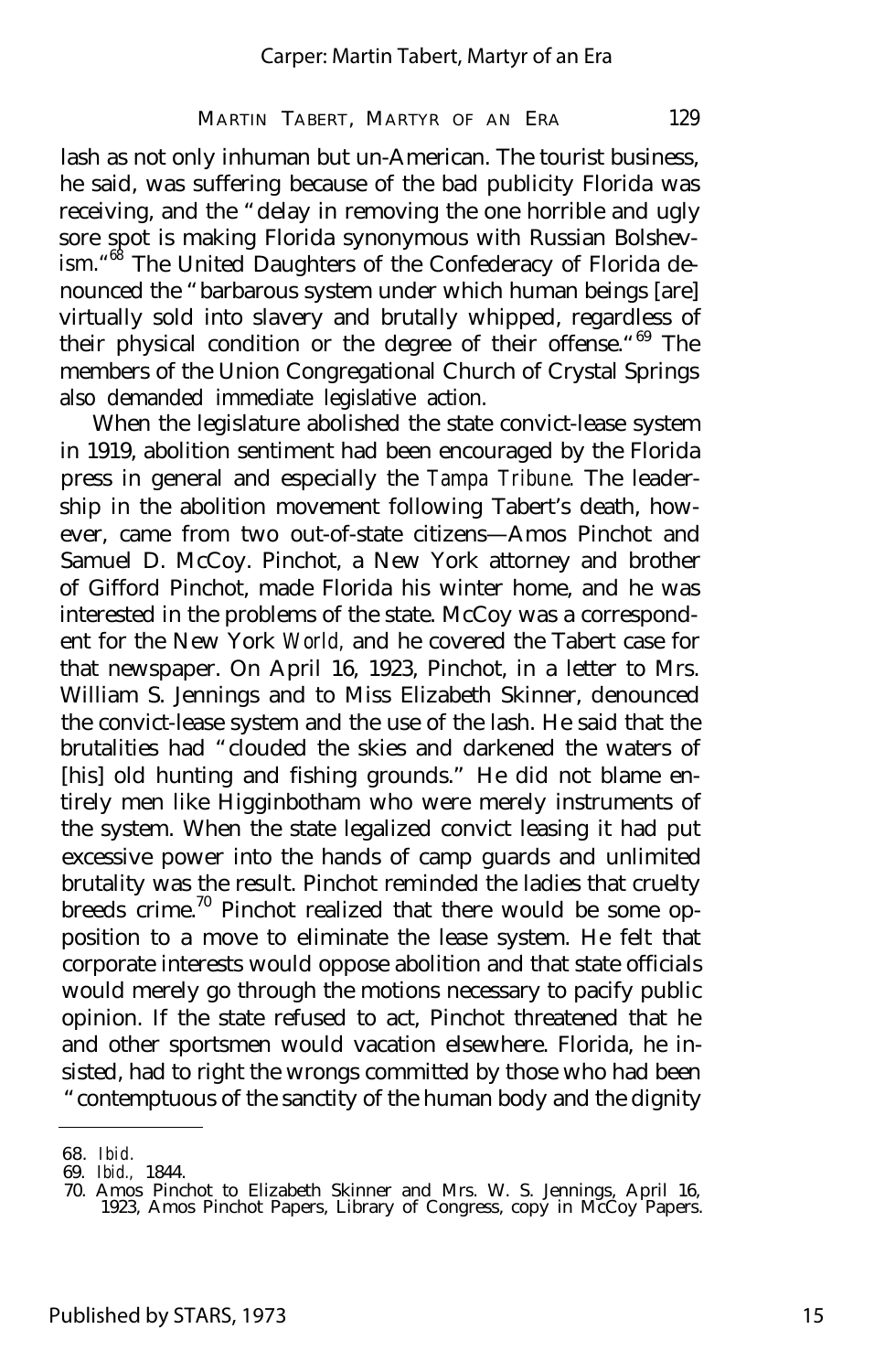lash as not only inhuman but un-American. The tourist business, he said, was suffering because of the bad publicity Florida was receiving, and the "delay in removing the one horrible and ugly sore spot is making Florida synonymous with Russian Bolshevism."[68] The United Daughters of the Confederacy of Florida denounced the "barbarous system under which human beings [are] virtually sold into slavery and brutally whipped, regardless of their physical condition or the degree of their offense."[69] The members of the Union Congregational Church of Crystal Springs also demanded immediate legislative action.

When the legislature abolished the state convict-lease system in 1919, abolition sentiment had been encouraged by the Florida press in general and especially the *Tampa Tribune*. The leadership in the abolition movement following Tabert's death, however, came from two out-of-state citizens—Amos Pinchot and Samuel D. McCoy. Pinchot, a New York attorney and brother of Gifford Pinchot, made Florida his winter home, and he was interested in the problems of the state. McCoy was a correspondent for the New York *World*, and he covered the Tabert case for that newspaper. On April 16, 1923, Pinchot, in a letter to Mrs. William S. Jennings and to Miss Elizabeth Skinner, denounced the convict-lease system and the use of the lash. He said that the brutalities had "clouded the skies and darkened the waters of [his] old hunting and fishing grounds." He did not blame entirely men like Higginbotham who were merely instruments of the system. When the state legalized convict leasing it had put excessive power into the hands of camp guards and unlimited brutality was the result. Pinchot reminded the ladies that cruelty breeds crime.[70] Pinchot realized that there would be some opposition to a move to eliminate the lease system. He felt that corporate interests would oppose abolition and that state officials would merely go through the motions necessary to pacify public opinion. If the state refused to act, Pinchot threatened that he and other sportsmen would vacation elsewhere. Florida, he insisted, had to right the wrongs committed by those who had been "contemptuous of the sanctity of the human body and the dignity

---

68. *Ibid.*
69. *Ibid.*, 1844.
70. Amos Pinchot to Elizabeth Skinner and Mrs. W. S. Jennings, April 16, 1923, Amos Pinchot Papers, Library of Congress, copy in McCoy Papers.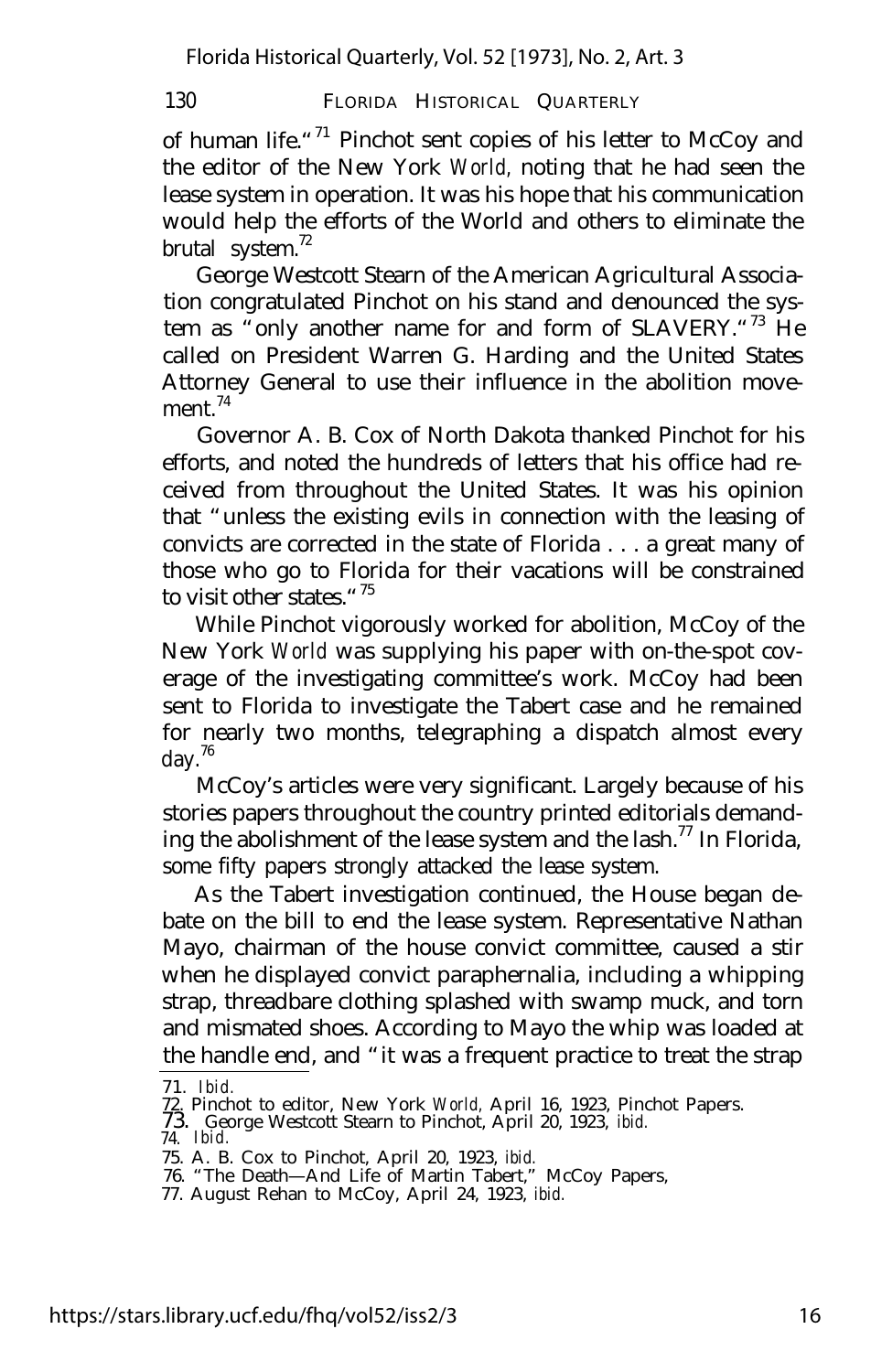of human life."[71] Pinchot sent copies of his letter to McCoy and the editor of the New York *World*, noting that he had seen the lease system in operation. It was his hope that his communication would help the efforts of the World and others to eliminate the brutal system.[72]

George Westcott Stearn of the American Agricultural Association congratulated Pinchot on his stand and denounced the system as "only another name for and form of SLAVERY."[73] He called on President Warren G. Harding and the United States Attorney General to use their influence in the abolition movement.[74]

Governor A. B. Cox of North Dakota thanked Pinchot for his efforts, and noted the hundreds of letters that his office had received from throughout the United States. It was his opinion that "unless the existing evils in connection with the leasing of convicts are corrected in the state of Florida . . . a great many of those who go to Florida for their vacations will be constrained to visit other states."[75]

While Pinchot vigorously worked for abolition, McCoy of the New York *World* was supplying his paper with on-the-spot coverage of the investigating committee's work. McCoy had been sent to Florida to investigate the Tabert case and he remained for nearly two months, telegraphing a dispatch almost every day.[76]

McCoy's articles were very significant. Largely because of his stories papers throughout the country printed editorials demanding the abolishment of the lease system and the lash.[77] In Florida, some fifty papers strongly attacked the lease system.

As the Tabert investigation continued, the House began debate on the bill to end the lease system. Representative Nathan Mayo, chairman of the house convict committee, caused a stir when he displayed convict paraphernalia, including a whipping strap, threadbare clothing splashed with swamp muck, and torn and mismated shoes. According to Mayo the whip was loaded at the handle end, and "it was a frequent practice to treat the strap

71. *Ibid.*
72. Pinchot to editor, New York *World*, April 16, 1923, Pinchot Papers.
73. George Westcott Stearn to Pinchot, April 20, 1923, *ibid.*
74. *Ibid.*
75. A. B. Cox to Pinchot, April 20, 1923, *ibid.*
76. "The Death—And Life of Martin Tabert," McCoy Papers,
77. August Rehan to McCoy, April 24, 1923, *ibid.*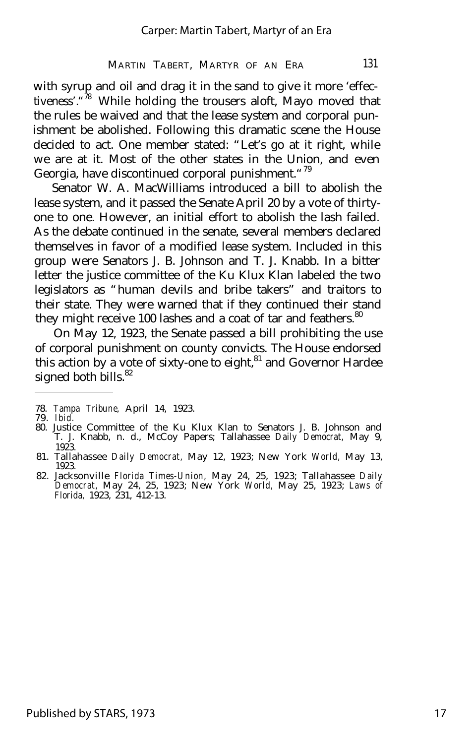with syrup and oil and drag it in the sand to give it more 'effectiveness'."[78] While holding the trousers aloft, Mayo moved that the rules be waived and that the lease system and corporal punishment be abolished. Following this dramatic scene the House decided to act. One member stated: "Let's go at it right, while we are at it. Most of the other states in the Union, and even Georgia, have discontinued corporal punishment."[79]

Senator W. A. MacWilliams introduced a bill to abolish the lease system, and it passed the Senate April 20 by a vote of thirty-one to one. However, an initial effort to abolish the lash failed. As the debate continued in the senate, several members declared themselves in favor of a modified lease system. Included in this group were Senators J. B. Johnson and T. J. Knabb. In a bitter letter the justice committee of the Ku Klux Klan labeled the two legislators as "human devils and bribe takers" and traitors to their state. They were warned that if they continued their stand they might receive 100 lashes and a coat of tar and feathers.[80]

On May 12, 1923, the Senate passed a bill prohibiting the use of corporal punishment on county convicts. The House endorsed this action by a vote of sixty-one to eight,[81] and Governor Hardee signed both bills.[82]

---

78. *Tampa Tribune,* April 14, 1923.
79. *Ibid.*
80. Justice Committee of the Ku Klux Klan to Senators J. B. Johnson and T. J. Knabb, n. d., McCoy Papers; Tallahassee *Daily Democrat,* May 9, 1923.
81. Tallahassee *Daily Democrat,* May 12, 1923; New York *World,* May 13, 1923.
82. Jacksonville *Florida Times-Union,* May 24, 25, 1923; Tallahassee *Daily Democrat,* May 24, 25, 1923; New York *World,* May 25, 1923; *Laws of Florida,* 1923, 231, 412-13.